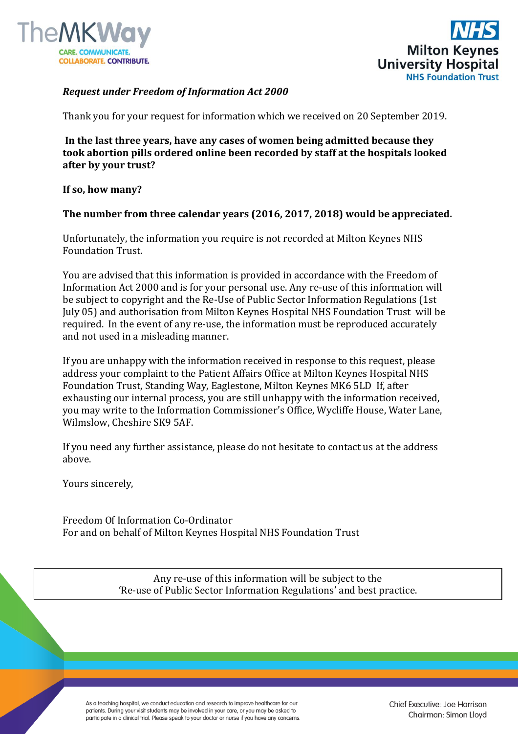*Request under Freedom of Information Act 2000*

Thank you for your request for information which we received on 20 September 2019.

**In the last three years, have any cases of women being admitted because they took abortion pills ordered online been recorded by staff at the hospitals looked after by your trust?**

**If so, how many?**

**The number from three calendar years (2016, 2017, 2018) would be appreciated.**

Unfortunately, the information you require is not recorded at Milton Keynes NHS Foundation Trust.

You are advised that this information is provided in accordance with the Freedom of Information Act 2000 and is for your personal use. Any re-use of this information will be subject to copyright and the Re-Use of Public Sector Information Regulations (1st July 05) and authorisation from Milton Keynes Hospital NHS Foundation Trust will be required. In the event of any re-use, the information must be reproduced accurately and not used in a misleading manner.

If you are unhappy with the information received in response to this request, please address your complaint to the Patient Affairs Office at Milton Keynes Hospital NHS Foundation Trust, Standing Way, Eaglestone, Milton Keynes MK6 5LD If, after exhausting our internal process, you are still unhappy with the information received, you may write to the Information Commissioner's Office, Wycliffe House, Water Lane, Wilmslow, Cheshire SK9 5AF.

If you need any further assistance, please do not hesitate to contact us at the address above.

Yours sincerely,

Freedom Of Information Co-Ordinator
For and on behalf of Milton Keynes Hospital NHS Foundation Trust

Any re-use of this information will be subject to the 'Re-use of Public Sector Information Regulations' and best practice.